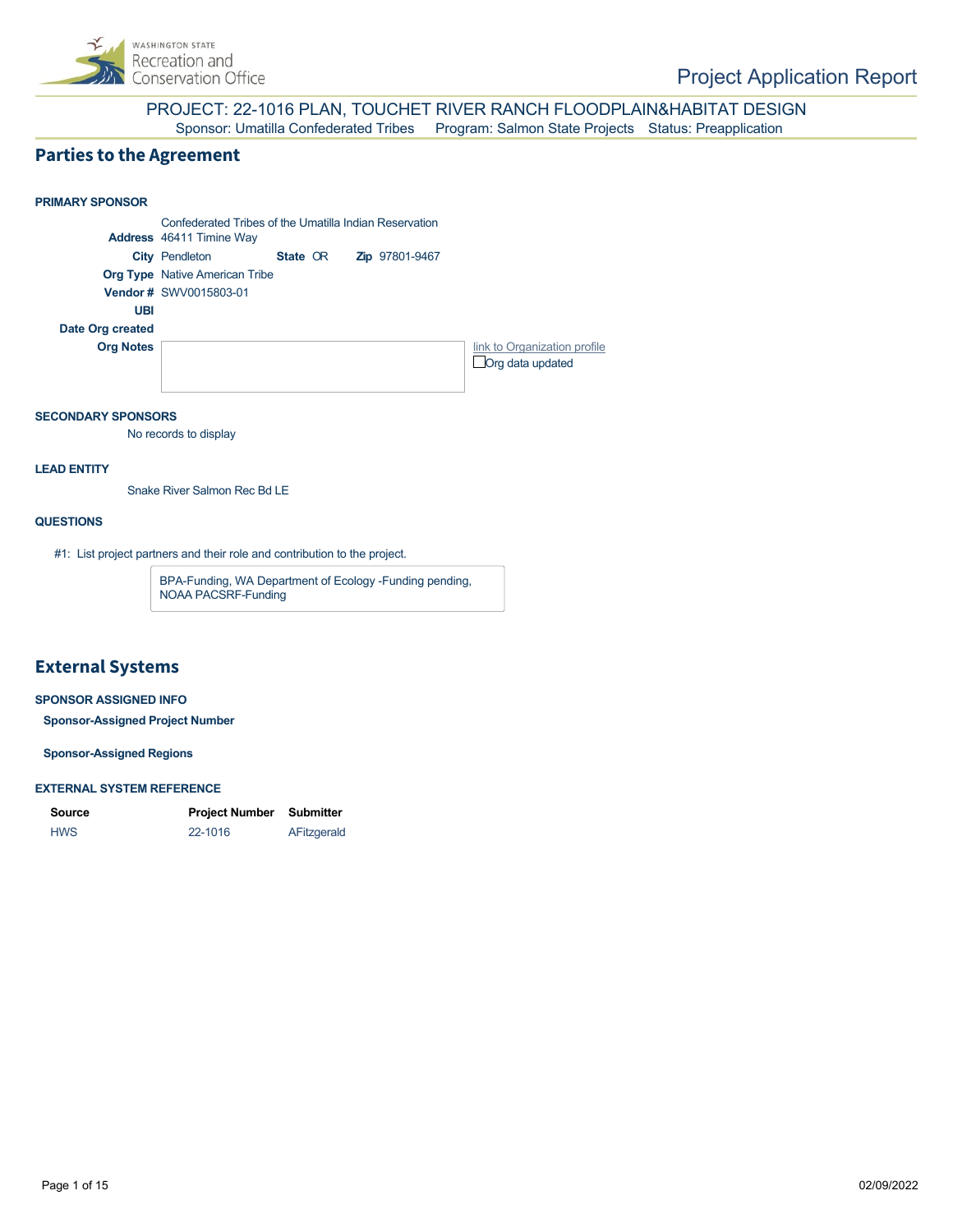# Project Application Report

## PROJECT: 22-1016 PLAN, TOUCHET RIVER RANCH FLOODPLAIN&HABITAT DESIGN

Sponsor: Umatilla Confederated Tribes    Program: Salmon State Projects    Status: Preapplication

## Parties to the Agreement

### PRIMARY SPONSOR

Confederated Tribes of the Umatilla Indian Reservation

**Address** 46411 Timine Way

**City** Pendleton    **State** OR    **Zip** 97801-9467

**Org Type** Native American Tribe

**Vendor #** SWV0015803-01

**UBI**

**Date Org created**

**Org Notes**

link to Organization profile

☐ Org data updated

### SECONDARY SPONSORS

No records to display

### LEAD ENTITY

Snake River Salmon Rec Bd LE

### QUESTIONS

#1: List project partners and their role and contribution to the project.

BPA-Funding, WA Department of Ecology -Funding pending, NOAA PACSRF-Funding

## External Systems

### SPONSOR ASSIGNED INFO

**Sponsor-Assigned Project Number**

**Sponsor-Assigned Regions**

### EXTERNAL SYSTEM REFERENCE

| Source | Project Number | Submitter |
|---|---|---|
| HWS | 22-1016 | AFitzgerald |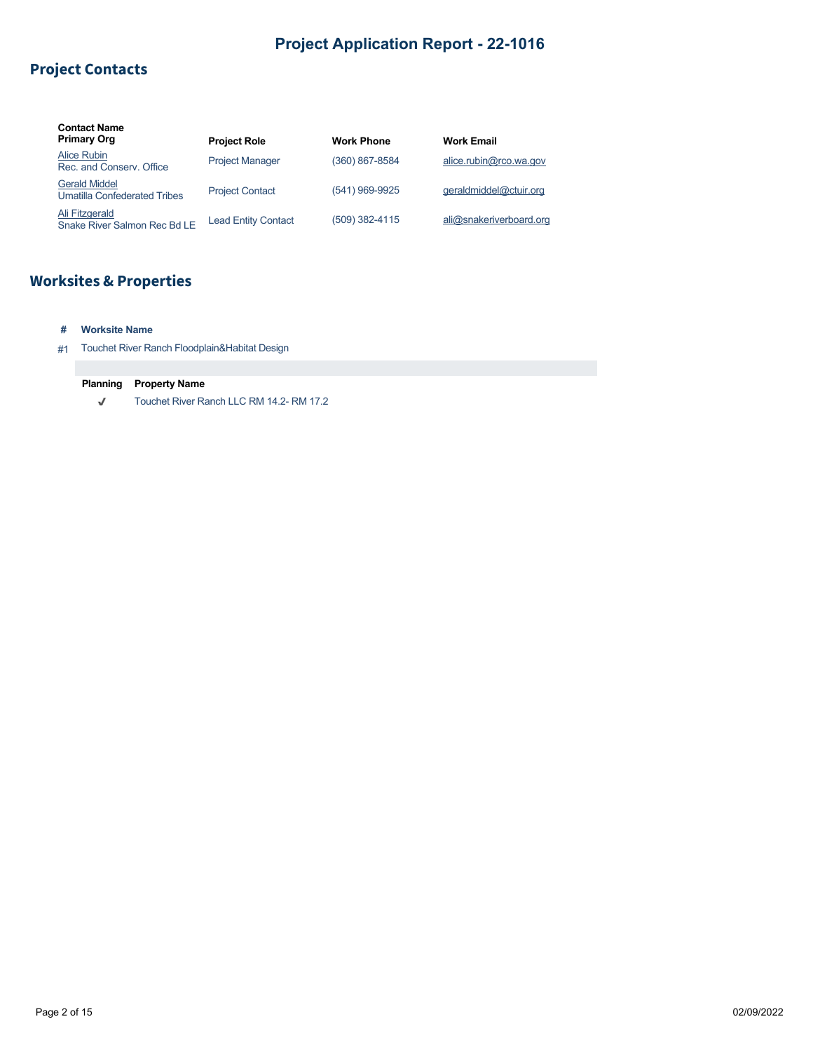# Project Application Report - 22-1016

## Project Contacts

| Contact Name<br>Primary Org | Project Role | Work Phone | Work Email |
|---|---|---|---|
| Alice Rubin<br>Rec. and Conserv. Office | Project Manager | (360) 867-8584 | alice.rubin@rco.wa.gov |
| Gerald Middel<br>Umatilla Confederated Tribes | Project Contact | (541) 969-9925 | geraldmiddel@ctuir.org |
| Ali Fitzgerald<br>Snake River Salmon Rec Bd LE | Lead Entity Contact | (509) 382-4115 | ali@snakeriverboard.org |

## Worksites & Properties

| # | Worksite Name |
|---|---|
| #1 | Touchet River Ranch Floodplain&Habitat Design |

| Planning | Property Name |
|---|---|
| ✔ | Touchet River Ranch LLC RM 14.2- RM 17.2 |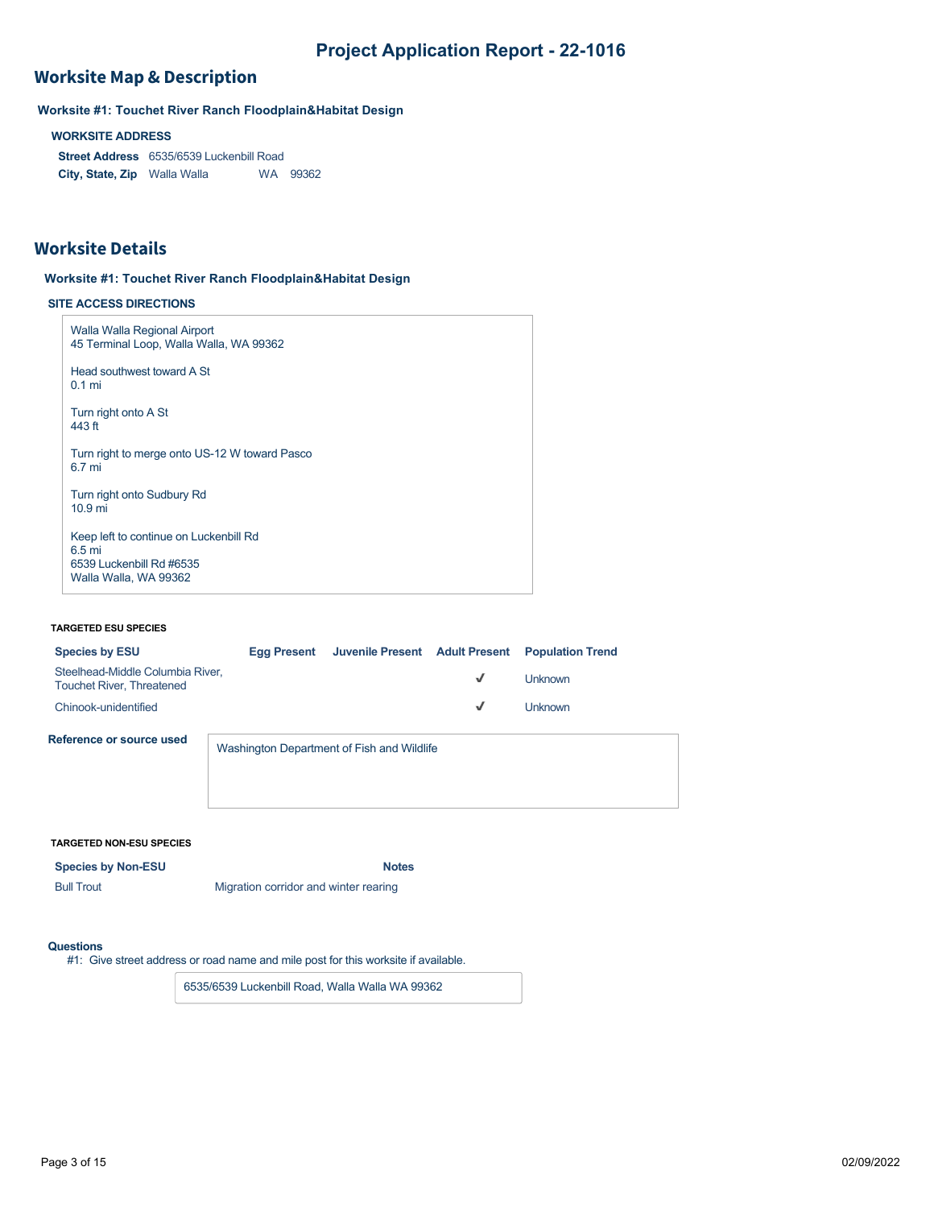# Project Application Report - 22-1016

## Worksite Map & Description

### Worksite #1: Touchet River Ranch Floodplain&Habitat Design

**WORKSITE ADDRESS**

**Street Address** 6535/6539 Luckenbill Road
**City, State, Zip** Walla Walla WA 99362

## Worksite Details

### Worksite #1: Touchet River Ranch Floodplain&Habitat Design

**SITE ACCESS DIRECTIONS**

Walla Walla Regional Airport
45 Terminal Loop, Walla Walla, WA 99362

Head southwest toward A St
0.1 mi

Turn right onto A St
443 ft

Turn right to merge onto US-12 W toward Pasco
6.7 mi

Turn right onto Sudbury Rd
10.9 mi

Keep left to continue on Luckenbill Rd
6.5 mi
6539 Luckenbill Rd #6535
Walla Walla, WA 99362

**TARGETED ESU SPECIES**

| Species by ESU | Egg Present | Juvenile Present | Adult Present | Population Trend |
|---|---|---|---|---|
| Steelhead-Middle Columbia River, Touchet River, Threatened | | | ✓ | Unknown |
| Chinook-unidentified | | | ✓ | Unknown |

**Reference or source used**

Washington Department of Fish and Wildlife

**TARGETED NON-ESU SPECIES**

| Species by Non-ESU | Notes |
|---|---|
| Bull Trout | Migration corridor and winter rearing |

**Questions**

#1: Give street address or road name and mile post for this worksite if available.

6535/6539 Luckenbill Road, Walla Walla WA 99362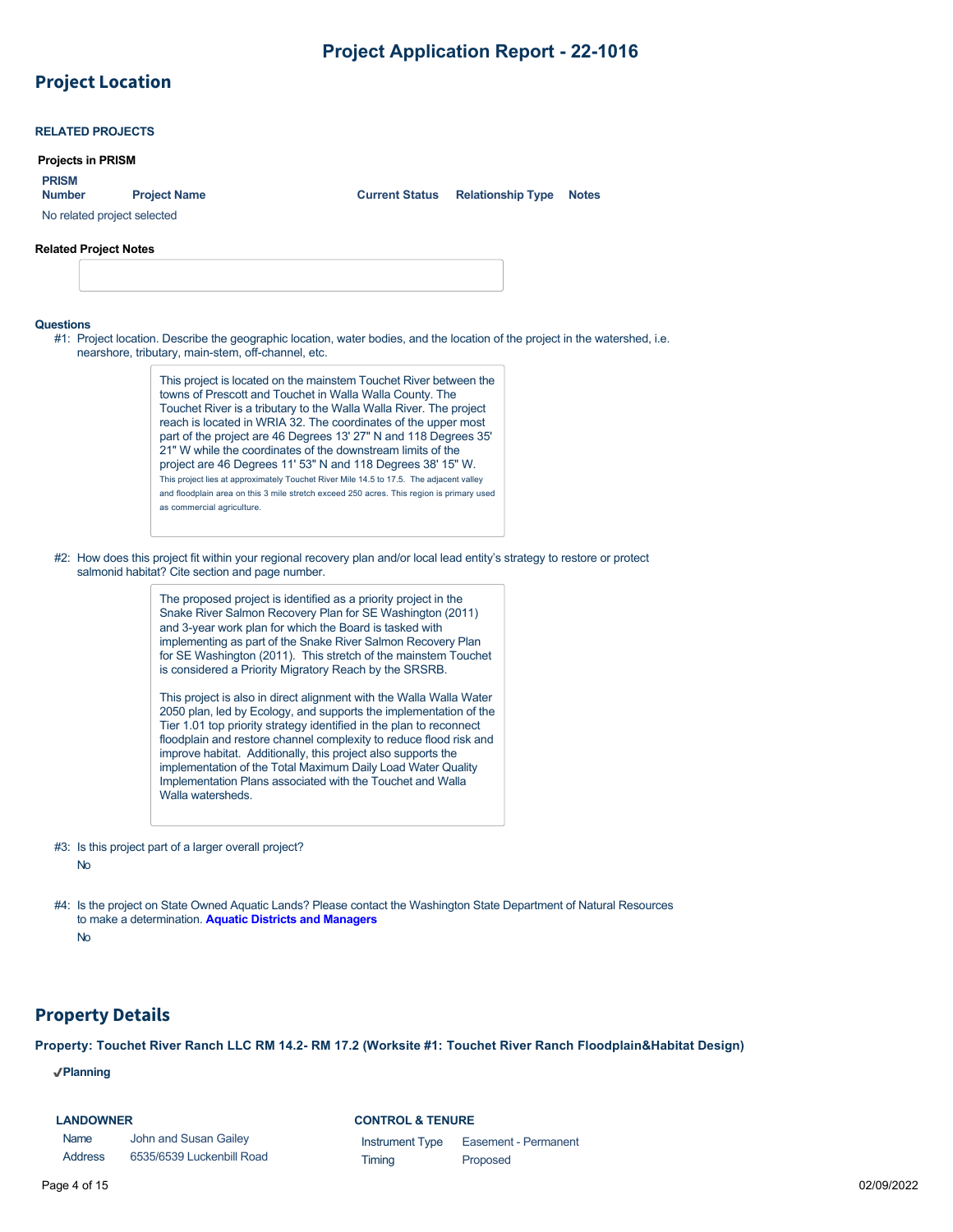# Project Location

### RELATED PROJECTS

**Projects in PRISM**

| PRISM Number | Project Name | Current Status | Relationship Type | Notes |
|---|---|---|---|---|
| No related project selected | | | | |

**Related Project Notes**

**Questions**

#1: Project location. Describe the geographic location, water bodies, and the location of the project in the watershed, i.e. nearshore, tributary, main-stem, off-channel, etc.

> This project is located on the mainstem Touchet River between the towns of Prescott and Touchet in Walla Walla County. The Touchet River is a tributary to the Walla Walla River. The project reach is located in WRIA 32. The coordinates of the upper most part of the project are 46 Degrees 13' 27" N and 118 Degrees 35' 21" W while the coordinates of the downstream limits of the project are 46 Degrees 11' 53" N and 118 Degrees 38' 15" W. This project lies at approximately Touchet River Mile 14.5 to 17.5. The adjacent valley and floodplain area on this 3 mile stretch exceed 250 acres. This region is primary used as commercial agriculture.

#2: How does this project fit within your regional recovery plan and/or local lead entity's strategy to restore or protect salmonid habitat? Cite section and page number.

> The proposed project is identified as a priority project in the Snake River Salmon Recovery Plan for SE Washington (2011) and 3-year work plan for which the Board is tasked with implementing as part of the Snake River Salmon Recovery Plan for SE Washington (2011). This stretch of the mainstem Touchet is considered a Priority Migratory Reach by the SRSRB.
>
> This project is also in direct alignment with the Walla Walla Water 2050 plan, led by Ecology, and supports the implementation of the Tier 1.01 top priority strategy identified in the plan to reconnect floodplain and restore channel complexity to reduce flood risk and improve habitat. Additionally, this project also supports the implementation of the Total Maximum Daily Load Water Quality Implementation Plans associated with the Touchet and Walla Walla watersheds.

#3: Is this project part of a larger overall project?

No

#4: Is the project on State Owned Aquatic Lands? Please contact the Washington State Department of Natural Resources to make a determination. **Aquatic Districts and Managers**

No

# Property Details

**Property: Touchet River Ranch LLC RM 14.2- RM 17.2 (Worksite #1: Touchet River Ranch Floodplain&Habitat Design)**

✔**Planning**

**LANDOWNER**

| | |
|---|---|
| Name | John and Susan Gailey |
| Address | 6535/6539 Luckenbill Road |

**CONTROL & TENURE**

| | |
|---|---|
| Instrument Type | Easement - Permanent |
| Timing | Proposed |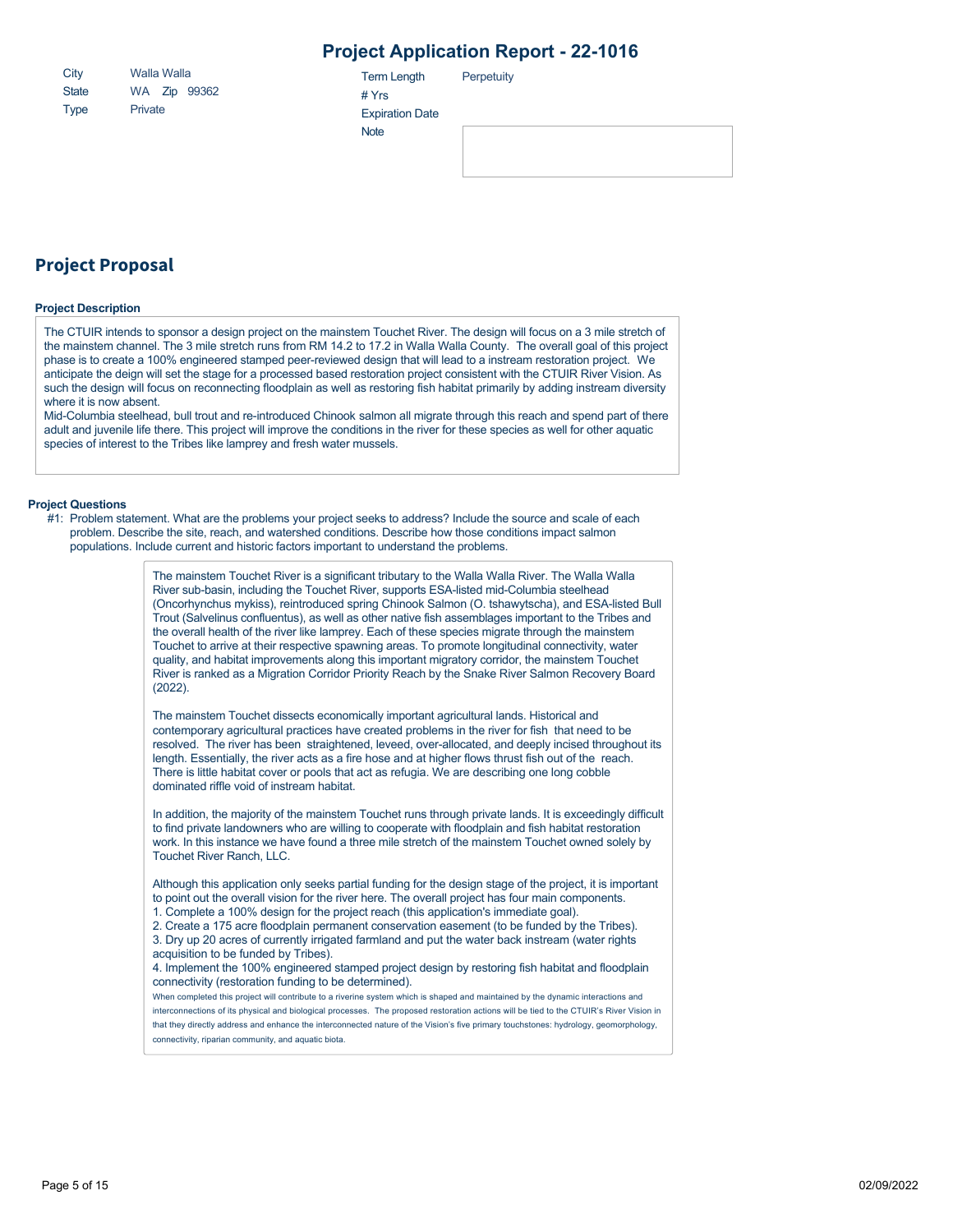| | |
|---|---|
| City | Walla Walla |
| State | WA Zip 99362 |
| Type | Private |

| | |
|---|---|
| Term Length | Perpetuity |
| # Yrs | |
| Expiration Date | |
| Note | |

## Project Proposal

### Project Description

The CTUIR intends to sponsor a design project on the mainstem Touchet River. The design will focus on a 3 mile stretch of the mainstem channel. The 3 mile stretch runs from RM 14.2 to 17.2 in Walla Walla County. The overall goal of this project phase is to create a 100% engineered stamped peer-reviewed design that will lead to a instream restoration project. We anticipate the deign will set the stage for a processed based restoration project consistent with the CTUIR River Vision. As such the design will focus on reconnecting floodplain as well as restoring fish habitat primarily by adding instream diversity where it is now absent.

Mid-Columbia steelhead, bull trout and re-introduced Chinook salmon all migrate through this reach and spend part of there adult and juvenile life there. This project will improve the conditions in the river for these species as well for other aquatic species of interest to the Tribes like lamprey and fresh water mussels.

### Project Questions

#1: Problem statement. What are the problems your project seeks to address? Include the source and scale of each problem. Describe the site, reach, and watershed conditions. Describe how those conditions impact salmon populations. Include current and historic factors important to understand the problems.

The mainstem Touchet River is a significant tributary to the Walla Walla River. The Walla Walla River sub-basin, including the Touchet River, supports ESA-listed mid-Columbia steelhead (Oncorhynchus mykiss), reintroduced spring Chinook Salmon (O. tshawytscha), and ESA-listed Bull Trout (Salvelinus confluentus), as well as other native fish assemblages important to the Tribes and the overall health of the river like lamprey. Each of these species migrate through the mainstem Touchet to arrive at their respective spawning areas. To promote longitudinal connectivity, water quality, and habitat improvements along this important migratory corridor, the mainstem Touchet River is ranked as a Migration Corridor Priority Reach by the Snake River Salmon Recovery Board (2022).

The mainstem Touchet dissects economically important agricultural lands. Historical and contemporary agricultural practices have created problems in the river for fish that need to be resolved. The river has been straightened, leveed, over-allocated, and deeply incised throughout its length. Essentially, the river acts as a fire hose and at higher flows thrust fish out of the reach. There is little habitat cover or pools that act as refugia. We are describing one long cobble dominated riffle void of instream habitat.

In addition, the majority of the mainstem Touchet runs through private lands. It is exceedingly difficult to find private landowners who are willing to cooperate with floodplain and fish habitat restoration work. In this instance we have found a three mile stretch of the mainstem Touchet owned solely by Touchet River Ranch, LLC.

Although this application only seeks partial funding for the design stage of the project, it is important to point out the overall vision for the river here. The overall project has four main components.

1. Complete a 100% design for the project reach (this application's immediate goal).
2. Create a 175 acre floodplain permanent conservation easement (to be funded by the Tribes).
3. Dry up 20 acres of currently irrigated farmland and put the water back instream (water rights acquisition to be funded by Tribes).
4. Implement the 100% engineered stamped project design by restoring fish habitat and floodplain connectivity (restoration funding to be determined).

When completed this project will contribute to a riverine system which is shaped and maintained by the dynamic interactions and interconnections of its physical and biological processes. The proposed restoration actions will be tied to the CTUIR's River Vision in that they directly address and enhance the interconnected nature of the Vision's five primary touchstones: hydrology, geomorphology, connectivity, riparian community, and aquatic biota.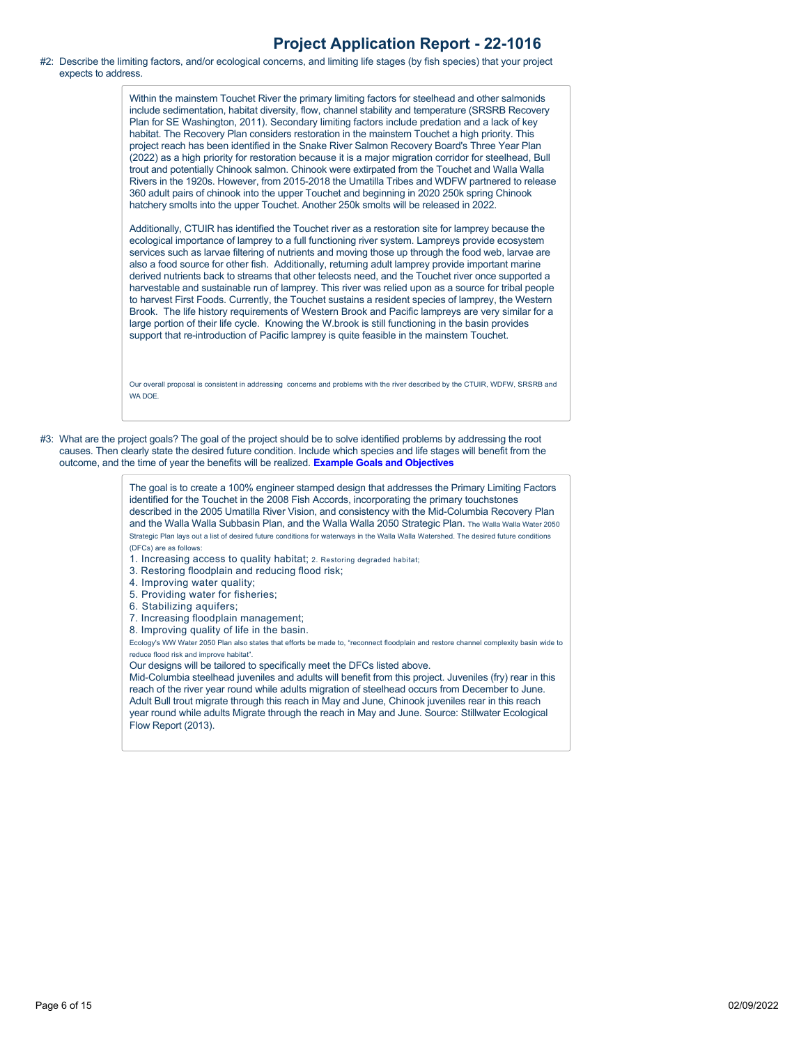#2: Describe the limiting factors, and/or ecological concerns, and limiting life stages (by fish species) that your project expects to address.

Within the mainstem Touchet River the primary limiting factors for steelhead and other salmonids include sedimentation, habitat diversity, flow, channel stability and temperature (SRSRB Recovery Plan for SE Washington, 2011). Secondary limiting factors include predation and a lack of key habitat. The Recovery Plan considers restoration in the mainstem Touchet a high priority. This project reach has been identified in the Snake River Salmon Recovery Board's Three Year Plan (2022) as a high priority for restoration because it is a major migration corridor for steelhead, Bull trout and potentially Chinook salmon. Chinook were extirpated from the Touchet and Walla Walla Rivers in the 1920s. However, from 2015-2018 the Umatilla Tribes and WDFW partnered to release 360 adult pairs of chinook into the upper Touchet and beginning in 2020 250k spring Chinook hatchery smolts into the upper Touchet. Another 250k smolts will be released in 2022.

Additionally, CTUIR has identified the Touchet river as a restoration site for lamprey because the ecological importance of lamprey to a full functioning river system. Lampreys provide ecosystem services such as larvae filtering of nutrients and moving those up through the food web, larvae are also a food source for other fish. Additionally, returning adult lamprey provide important marine derived nutrients back to streams that other teleosts need, and the Touchet river once supported a harvestable and sustainable run of lamprey. This river was relied upon as a source for tribal people to harvest First Foods. Currently, the Touchet sustains a resident species of lamprey, the Western Brook. The life history requirements of Western Brook and Pacific lampreys are very similar for a large portion of their life cycle. Knowing the W.brook is still functioning in the basin provides support that re-introduction of Pacific lamprey is quite feasible in the mainstem Touchet.

Our overall proposal is consistent in addressing concerns and problems with the river described by the CTUIR, WDFW, SRSRB and WA DOE.

#3: What are the project goals? The goal of the project should be to solve identified problems by addressing the root causes. Then clearly state the desired future condition. Include which species and life stages will benefit from the outcome, and the time of year the benefits will be realized. **Example Goals and Objectives**

The goal is to create a 100% engineer stamped design that addresses the Primary Limiting Factors identified for the Touchet in the 2008 Fish Accords, incorporating the primary touchstones described in the 2005 Umatilla River Vision, and consistency with the Mid-Columbia Recovery Plan and the Walla Walla Subbasin Plan, and the Walla Walla 2050 Strategic Plan. The Walla Walla Water 2050 Strategic Plan lays out a list of desired future conditions for waterways in the Walla Walla Watershed. The desired future conditions (DFCs) are as follows:

1. Increasing access to quality habitat; 2. Restoring degraded habitat;
3. Restoring floodplain and reducing flood risk;
4. Improving water quality;
5. Providing water for fisheries;
6. Stabilizing aquifers;
7. Increasing floodplain management;
8. Improving quality of life in the basin.

Ecology's WW Water 2050 Plan also states that efforts be made to, "reconnect floodplain and restore channel complexity basin wide to reduce flood risk and improve habitat".

Our designs will be tailored to specifically meet the DFCs listed above.

Mid-Columbia steelhead juveniles and adults will benefit from this project. Juveniles (fry) rear in this reach of the river year round while adults migration of steelhead occurs from December to June. Adult Bull trout migrate through this reach in May and June, Chinook juveniles rear in this reach year round while adults Migrate through the reach in May and June. Source: Stillwater Ecological Flow Report (2013).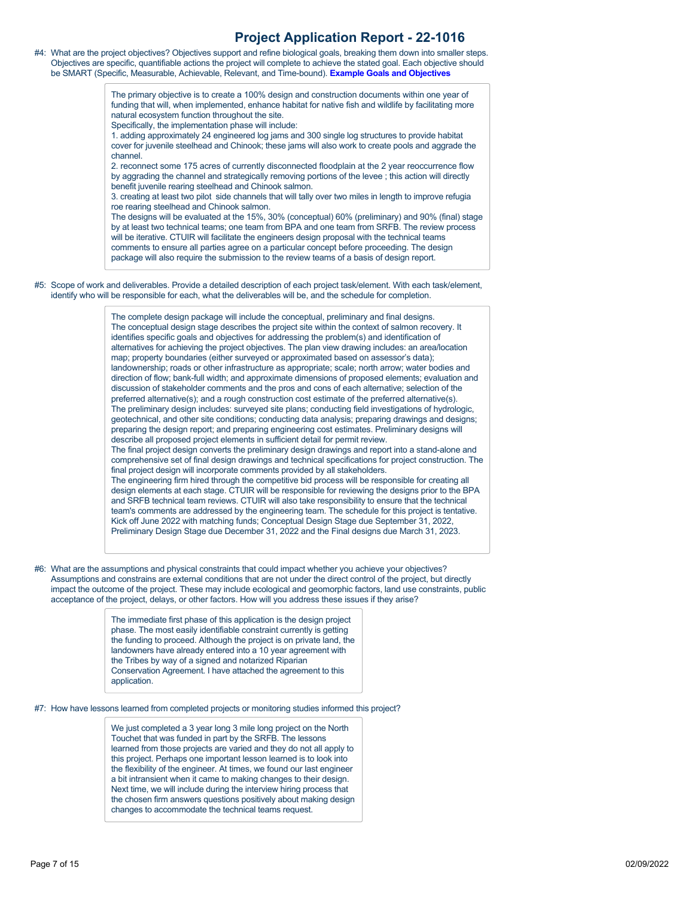# Project Application Report - 22-1016

#4: What are the project objectives? Objectives support and refine biological goals, breaking them down into smaller steps. Objectives are specific, quantifiable actions the project will complete to achieve the stated goal. Each objective should be SMART (Specific, Measurable, Achievable, Relevant, and Time-bound). **Example Goals and Objectives**

> The primary objective is to create a 100% design and construction documents within one year of funding that will, when implemented, enhance habitat for native fish and wildlife by facilitating more natural ecosystem function throughout the site.
> Specifically, the implementation phase will include:
> 1. adding approximately 24 engineered log jams and 300 single log structures to provide habitat cover for juvenile steelhead and Chinook; these jams will also work to create pools and aggrade the channel.
> 2. reconnect some 175 acres of currently disconnected floodplain at the 2 year reoccurrence flow by aggrading the channel and strategically removing portions of the levee ; this action will directly benefit juvenile rearing steelhead and Chinook salmon.
> 3. creating at least two pilot side channels that will tally over two miles in length to improve refugia roe rearing steelhead and Chinook salmon.
> The designs will be evaluated at the 15%, 30% (conceptual) 60% (preliminary) and 90% (final) stage by at least two technical teams; one team from BPA and one team from SRFB. The review process will be iterative. CTUIR will facilitate the engineers design proposal with the technical teams comments to ensure all parties agree on a particular concept before proceeding. The design package will also require the submission to the review teams of a basis of design report.

#5: Scope of work and deliverables. Provide a detailed description of each project task/element. With each task/element, identify who will be responsible for each, what the deliverables will be, and the schedule for completion.

> The complete design package will include the conceptual, preliminary and final designs.
> The conceptual design stage describes the project site within the context of salmon recovery. It identifies specific goals and objectives for addressing the problem(s) and identification of alternatives for achieving the project objectives. The plan view drawing includes: an area/location map; property boundaries (either surveyed or approximated based on assessor's data); landownership; roads or other infrastructure as appropriate; scale; north arrow; water bodies and direction of flow; bank-full width; and approximate dimensions of proposed elements; evaluation and discussion of stakeholder comments and the pros and cons of each alternative; selection of the preferred alternative(s); and a rough construction cost estimate of the preferred alternative(s).
> The preliminary design includes: surveyed site plans; conducting field investigations of hydrologic, geotechnical, and other site conditions; conducting data analysis; preparing drawings and designs; preparing the design report; and preparing engineering cost estimates. Preliminary designs will describe all proposed project elements in sufficient detail for permit review.
> The final project design converts the preliminary design drawings and report into a stand-alone and comprehensive set of final design drawings and technical specifications for project construction. The final project design will incorporate comments provided by all stakeholders.
> The engineering firm hired through the competitive bid process will be responsible for creating all design elements at each stage. CTUIR will be responsible for reviewing the designs prior to the BPA and SRFB technical team reviews. CTUIR will also take responsibility to ensure that the technical team's comments are addressed by the engineering team. The schedule for this project is tentative. Kick off June 2022 with matching funds; Conceptual Design Stage due September 31, 2022, Preliminary Design Stage due December 31, 2022 and the Final designs due March 31, 2023.

#6: What are the assumptions and physical constraints that could impact whether you achieve your objectives? Assumptions and constrains are external conditions that are not under the direct control of the project, but directly impact the outcome of the project. These may include ecological and geomorphic factors, land use constraints, public acceptance of the project, delays, or other factors. How will you address these issues if they arise?

> The immediate first phase of this application is the design project phase. The most easily identifiable constraint currently is getting the funding to proceed. Although the project is on private land, the landowners have already entered into a 10 year agreement with the Tribes by way of a signed and notarized Riparian Conservation Agreement. I have attached the agreement to this application.

#7: How have lessons learned from completed projects or monitoring studies informed this project?

> We just completed a 3 year long 3 mile long project on the North Touchet that was funded in part by the SRFB. The lessons learned from those projects are varied and they do not all apply to this project. Perhaps one important lesson learned is to look into the flexibility of the engineer. At times, we found our last engineer a bit intransient when it came to making changes to their design. Next time, we will include during the interview hiring process that the chosen firm answers questions positively about making design changes to accommodate the technical teams request.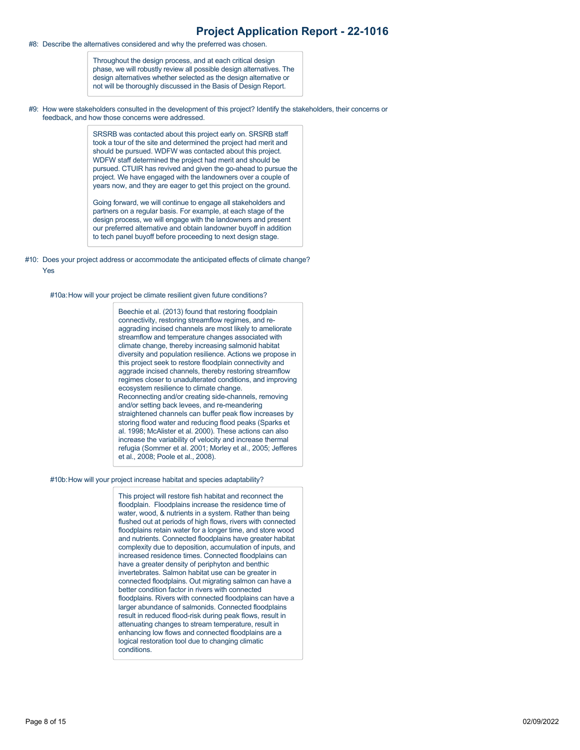#8: Describe the alternatives considered and why the preferred was chosen.

Throughout the design process, and at each critical design phase, we will robustly review all possible design alternatives. The design alternatives whether selected as the design alternative or not will be thoroughly discussed in the Basis of Design Report.

#9: How were stakeholders consulted in the development of this project? Identify the stakeholders, their concerns or feedback, and how those concerns were addressed.

SRSRB was contacted about this project early on. SRSRB staff took a tour of the site and determined the project had merit and should be pursued. WDFW was contacted about this project. WDFW staff determined the project had merit and should be pursued. CTUIR has revived and given the go-ahead to pursue the project. We have engaged with the landowners over a couple of years now, and they are eager to get this project on the ground.

Going forward, we will continue to engage all stakeholders and partners on a regular basis. For example, at each stage of the design process, we will engage with the landowners and present our preferred alternative and obtain landowner buyoff in addition to tech panel buyoff before proceeding to next design stage.

#10: Does your project address or accommodate the anticipated effects of climate change?

Yes

#10a: How will your project be climate resilient given future conditions?

Beechie et al. (2013) found that restoring floodplain connectivity, restoring streamflow regimes, and re-aggrading incised channels are most likely to ameliorate streamflow and temperature changes associated with climate change, thereby increasing salmonid habitat diversity and population resilience. Actions we propose in this project seek to restore floodplain connectivity and aggrade incised channels, thereby restoring streamflow regimes closer to unadulterated conditions, and improving ecosystem resilience to climate change.
Reconnecting and/or creating side-channels, removing and/or setting back levees, and re-meandering straightened channels can buffer peak flow increases by storing flood water and reducing flood peaks (Sparks et al. 1998; McAlister et al. 2000). These actions can also increase the variability of velocity and increase thermal refugia (Sommer et al. 2001; Morley et al., 2005; Jefferes et al., 2008; Poole et al., 2008).

#10b: How will your project increase habitat and species adaptability?

This project will restore fish habitat and reconnect the floodplain. Floodplains increase the residence time of water, wood, & nutrients in a system. Rather than being flushed out at periods of high flows, rivers with connected floodplains retain water for a longer time, and store wood and nutrients. Connected floodplains have greater habitat complexity due to deposition, accumulation of inputs, and increased residence times. Connected floodplains can have a greater density of periphyton and benthic invertebrates. Salmon habitat use can be greater in connected floodplains. Out migrating salmon can have a better condition factor in rivers with connected floodplains. Rivers with connected floodplains can have a larger abundance of salmonids. Connected floodplains result in reduced flood-risk during peak flows, result in attenuating changes to stream temperature, result in enhancing low flows and connected floodplains are a logical restoration tool due to changing climatic conditions.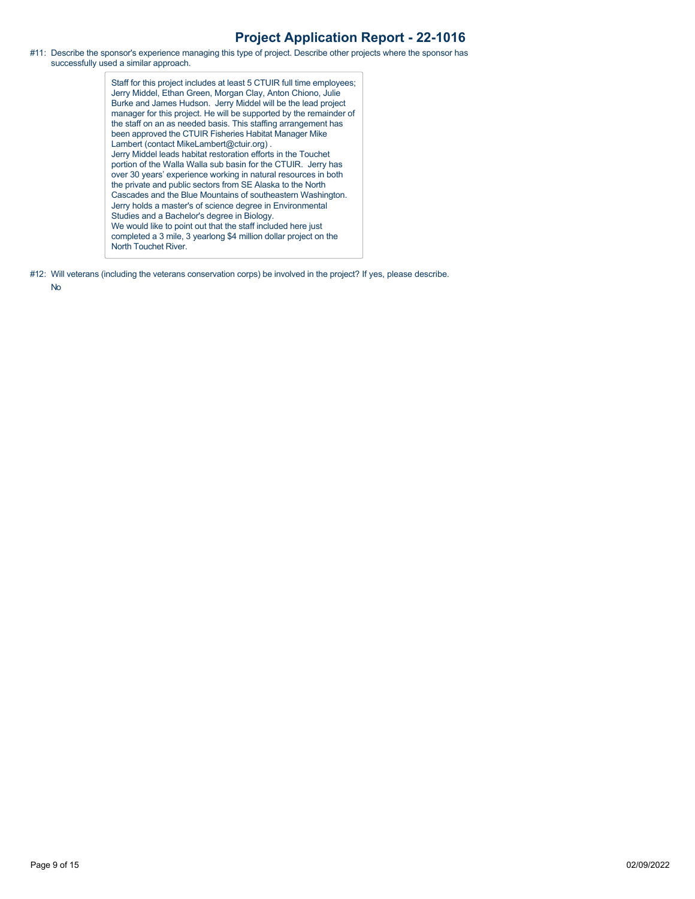# Project Application Report - 22-1016

#11: Describe the sponsor's experience managing this type of project. Describe other projects where the sponsor has successfully used a similar approach.

> Staff for this project includes at least 5 CTUIR full time employees; Jerry Middel, Ethan Green, Morgan Clay, Anton Chiono, Julie Burke and James Hudson. Jerry Middel will be the lead project manager for this project. He will be supported by the remainder of the staff on an as needed basis. This staffing arrangement has been approved the CTUIR Fisheries Habitat Manager Mike Lambert (contact MikeLambert@ctuir.org) .
> Jerry Middel leads habitat restoration efforts in the Touchet portion of the Walla Walla sub basin for the CTUIR. Jerry has over 30 years' experience working in natural resources in both the private and public sectors from SE Alaska to the North Cascades and the Blue Mountains of southeastern Washington. Jerry holds a master's of science degree in Environmental Studies and a Bachelor's degree in Biology.
> We would like to point out that the staff included here just completed a 3 mile, 3 yearlong $4 million dollar project on the North Touchet River.

#12: Will veterans (including the veterans conservation corps) be involved in the project? If yes, please describe.

No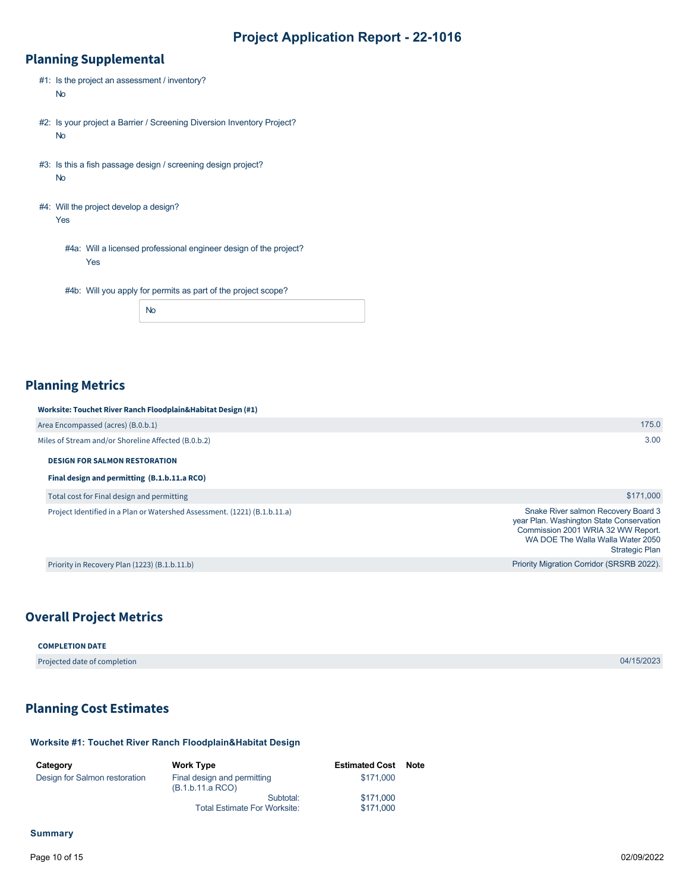# Project Application Report - 22-1016

## Planning Supplemental

#1: Is the project an assessment / inventory?
No

#2: Is your project a Barrier / Screening Diversion Inventory Project?
No

#3: Is this a fish passage design / screening design project?
No

#4: Will the project develop a design?
Yes

#4a: Will a licensed professional engineer design of the project?
Yes

#4b: Will you apply for permits as part of the project scope?
No

## Planning Metrics

**Worksite: Touchet River Ranch Floodplain&Habitat Design (#1)**

| | |
|---|---|
| Area Encompassed (acres) (B.0.b.1) | 175.0 |
| Miles of Stream and/or Shoreline Affected (B.0.b.2) | 3.00 |
| **DESIGN FOR SALMON RESTORATION** | |
| **Final design and permitting (B.1.b.11.a RCO)** | |
| Total cost for Final design and permitting | $171,000 |
| Project Identified in a Plan or Watershed Assessment. (1221) (B.1.b.11.a) | Snake River salmon Recovery Board 3 year Plan. Washington State Conservation Commission 2001 WRIA 32 WW Report. WA DOE The Walla Walla Water 2050 Strategic Plan |
| Priority in Recovery Plan (1223) (B.1.b.11.b) | Priority Migration Corridor (SRSRB 2022). |

## Overall Project Metrics

**COMPLETION DATE**

| | |
|---|---|
| Projected date of completion | 04/15/2023 |

## Planning Cost Estimates

### Worksite #1: Touchet River Ranch Floodplain&Habitat Design

| Category | Work Type | Estimated Cost | Note |
|---|---|---|---|
| Design for Salmon restoration | Final design and permitting (B.1.b.11.a RCO) | $171,000 | |
| | Subtotal: | $171,000 | |
| | Total Estimate For Worksite: | $171,000 | |

### Summary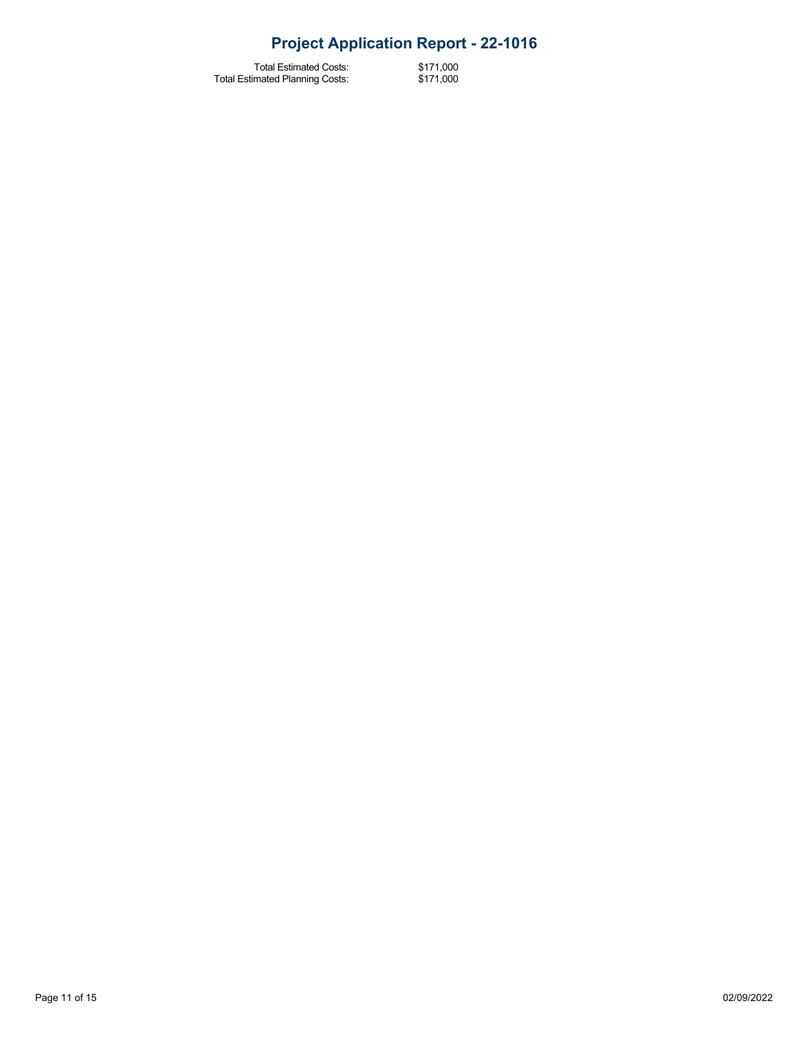| | |
|---|---|
| Total Estimated Costs: | \$171,000 |
| Total Estimated Planning Costs: | \$171,000 |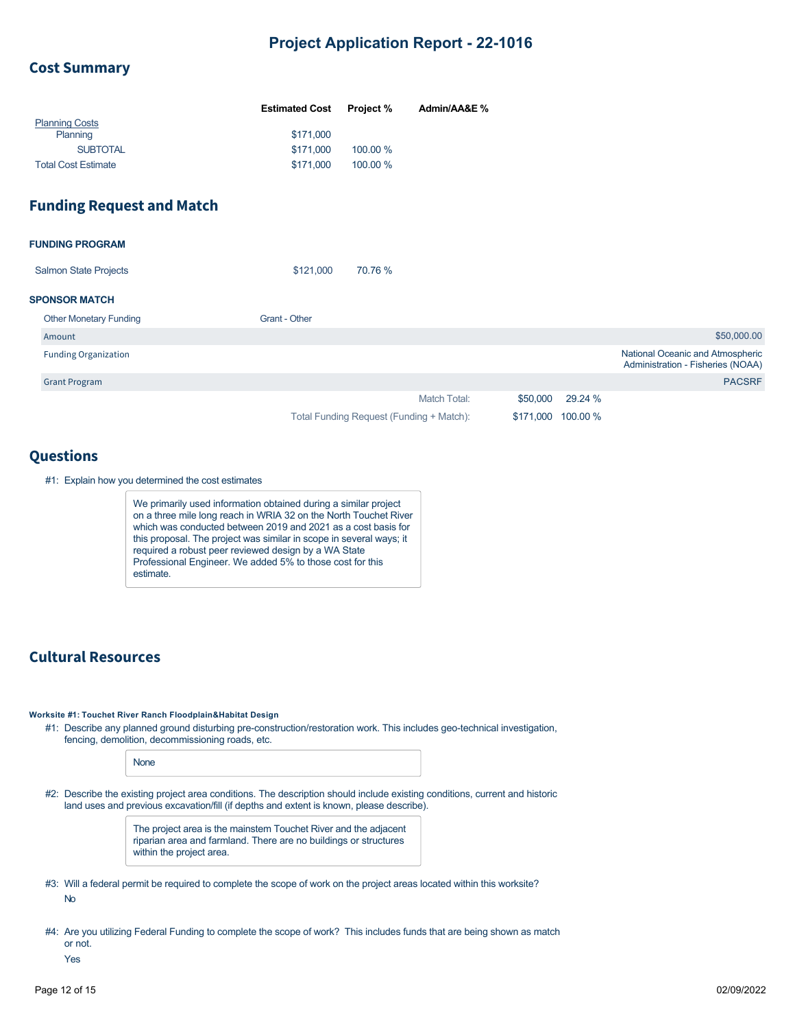# Project Application Report - 22-1016

## Cost Summary

| | Estimated Cost | Project % | Admin/AA&E % |
|---|---|---|---|
| Planning Costs | | | |
| Planning | $171,000 | | |
| SUBTOTAL | $171,000 | 100.00 % | |
| Total Cost Estimate | $171,000 | 100.00 % | |

## Funding Request and Match

**FUNDING PROGRAM**

| | | |
|---|---|---|
| Salmon State Projects | $121,000 | 70.76 % |

**SPONSOR MATCH**

| Other Monetary Funding | Grant - Other |
|---|---|
| Amount | $50,000.00 |
| Funding Organization | National Oceanic and Atmospheric Administration - Fisheries (NOAA) |
| Grant Program | PACSRF |

| | | |
|---|---|---|
| Match Total: | $50,000 | 29.24 % |
| Total Funding Request (Funding + Match): | $171,000 | 100.00 % |

## Questions

#1: Explain how you determined the cost estimates

> We primarily used information obtained during a similar project on a three mile long reach in WRIA 32 on the North Touchet River which was conducted between 2019 and 2021 as a cost basis for this proposal. The project was similar in scope in several ways; it required a robust peer reviewed design by a WA State Professional Engineer. We added 5% to those cost for this estimate.

## Cultural Resources

**Worksite #1: Touchet River Ranch Floodplain&Habitat Design**

#1: Describe any planned ground disturbing pre-construction/restoration work. This includes geo-technical investigation, fencing, demolition, decommissioning roads, etc.

> None

#2: Describe the existing project area conditions. The description should include existing conditions, current and historic land uses and previous excavation/fill (if depths and extent is known, please describe).

> The project area is the mainstem Touchet River and the adjacent riparian area and farmland. There are no buildings or structures within the project area.

#3: Will a federal permit be required to complete the scope of work on the project areas located within this worksite?

No

#4: Are you utilizing Federal Funding to complete the scope of work? This includes funds that are being shown as match or not.

Yes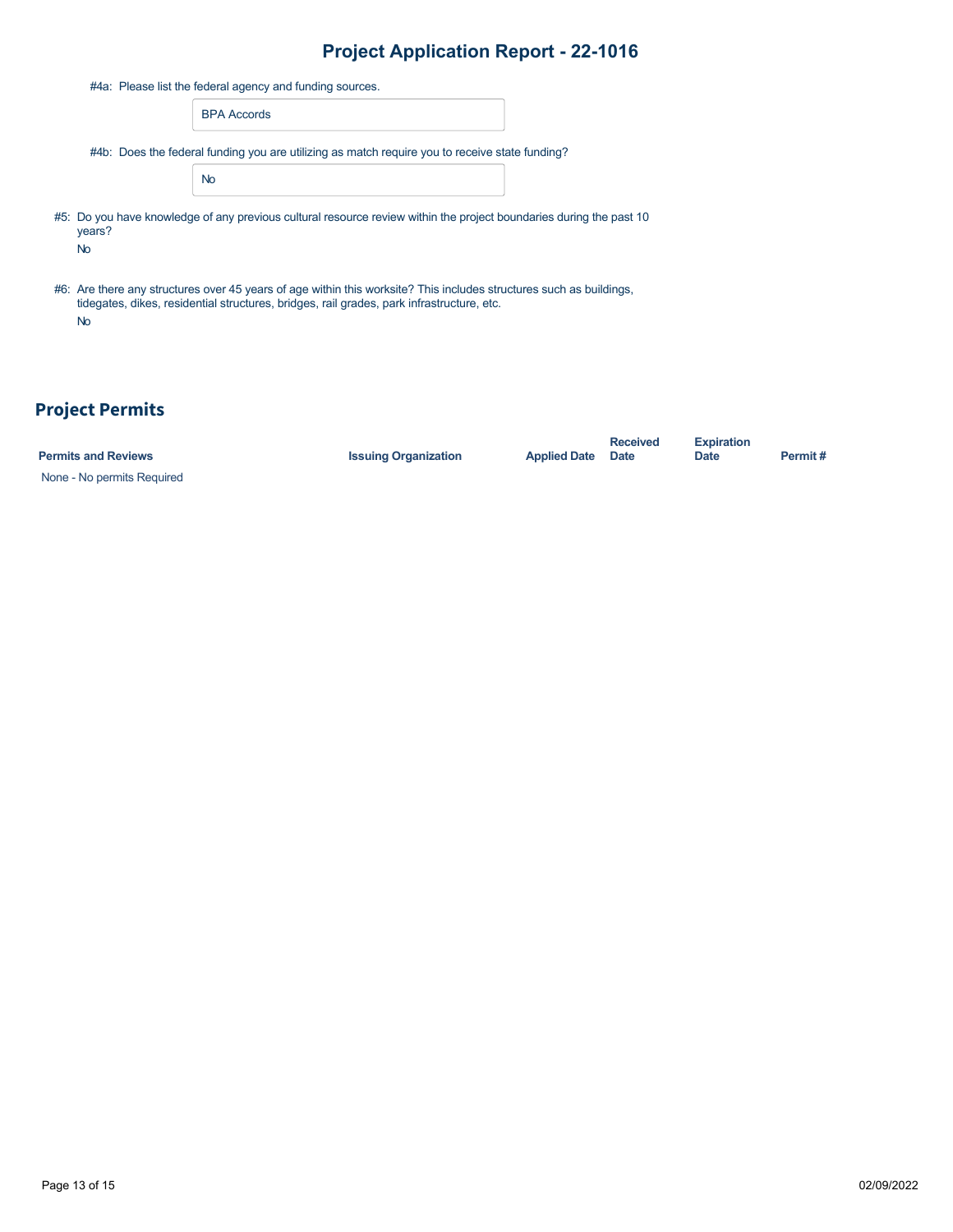#4a: Please list the federal agency and funding sources.

BPA Accords

#4b: Does the federal funding you are utilizing as match require you to receive state funding?

No

#5: Do you have knowledge of any previous cultural resource review within the project boundaries during the past 10 years?

No

#6: Are there any structures over 45 years of age within this worksite? This includes structures such as buildings, tidegates, dikes, residential structures, bridges, rail grades, park infrastructure, etc.

No

## Project Permits

| Permits and Reviews | Issuing Organization | Applied Date | Received Date | Expiration Date | Permit # |
|---|---|---|---|---|---|
| None - No permits Required | | | | | |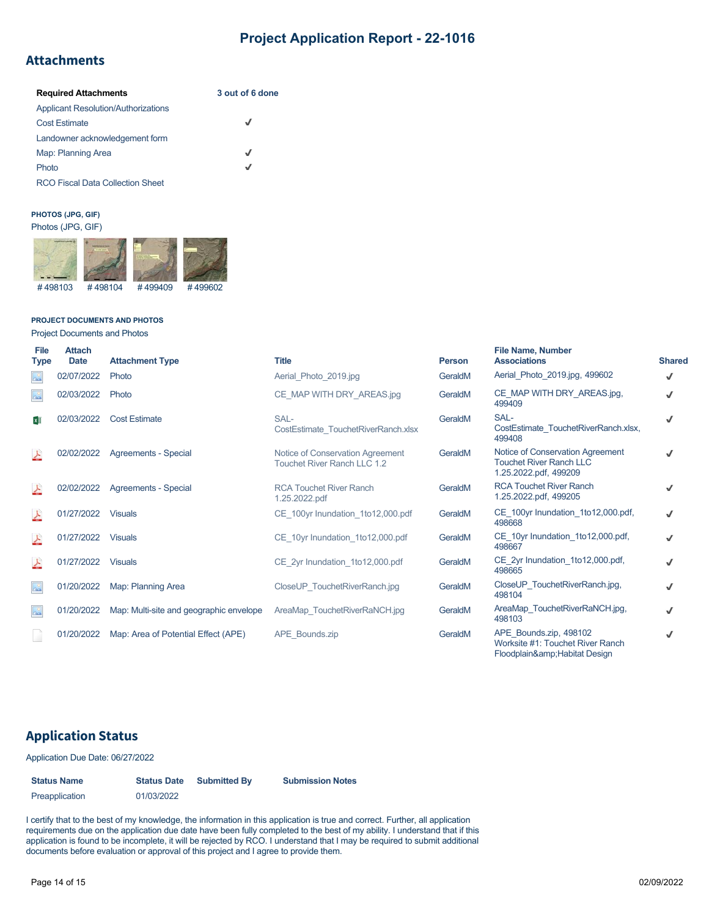# Project Application Report - 22-1016

## Attachments

| Required Attachments | 3 out of 6 done |
|---|---|
| Applicant Resolution/Authorizations | |
| Cost Estimate | ✓ |
| Landowner acknowledgement form | |
| Map: Planning Area | ✓ |
| Photo | ✓ |
| RCO Fiscal Data Collection Sheet | |

**PHOTOS (JPG, GIF)**

Photos (JPG, GIF)

# 498103 # 498104 # 499409 # 499602

**PROJECT DOCUMENTS AND PHOTOS**

Project Documents and Photos

| File Type | Attach Date | Attachment Type | Title | Person | File Name, Number Associations | Shared |
|---|---|---|---|---|---|---|
| | 02/07/2022 | Photo | Aerial_Photo_2019.jpg | GeraldM | Aerial_Photo_2019.jpg, 499602 | ✓ |
| | 02/03/2022 | Photo | CE_MAP WITH DRY_AREAS.jpg | GeraldM | CE_MAP WITH DRY_AREAS.jpg, 499409 | ✓ |
| | 02/03/2022 | Cost Estimate | SAL-CostEstimate_TouchetRiverRanch.xlsx | GeraldM | SAL-CostEstimate_TouchetRiverRanch.xlsx, 499408 | ✓ |
| | 02/02/2022 | Agreements - Special | Notice of Conservation Agreement Touchet River Ranch LLC 1.2 | GeraldM | Notice of Conservation Agreement Touchet River Ranch LLC 1.25.2022.pdf, 499209 | ✓ |
| | 02/02/2022 | Agreements - Special | RCA Touchet River Ranch 1.25.2022.pdf | GeraldM | RCA Touchet River Ranch 1.25.2022.pdf, 499205 | ✓ |
| | 01/27/2022 | Visuals | CE_100yr Inundation_1to12,000.pdf | GeraldM | CE_100yr Inundation_1to12,000.pdf, 498668 | ✓ |
| | 01/27/2022 | Visuals | CE_10yr Inundation_1to12,000.pdf | GeraldM | CE_10yr Inundation_1to12,000.pdf, 498667 | ✓ |
| | 01/27/2022 | Visuals | CE_2yr Inundation_1to12,000.pdf | GeraldM | CE_2yr Inundation_1to12,000.pdf, 498665 | ✓ |
| | 01/20/2022 | Map: Planning Area | CloseUP_TouchetRiverRanch.jpg | GeraldM | CloseUP_TouchetRiverRanch.jpg, 498104 | ✓ |
| | 01/20/2022 | Map: Multi-site and geographic envelope | AreaMap_TouchetRiverRaNCH.jpg | GeraldM | AreaMap_TouchetRiverRaNCH.jpg, 498103 | ✓ |
| | 01/20/2022 | Map: Area of Potential Effect (APE) | APE_Bounds.zip | GeraldM | APE_Bounds.zip, 498102 Worksite #1: Touchet River Ranch Floodplain&amp;Habitat Design | ✓ |

## Application Status

Application Due Date: 06/27/2022

| Status Name | Status Date | Submitted By | Submission Notes |
|---|---|---|---|
| Preapplication | 01/03/2022 | | |

I certify that to the best of my knowledge, the information in this application is true and correct. Further, all application requirements due on the application due date have been fully completed to the best of my ability. I understand that if this application is found to be incomplete, it will be rejected by RCO. I understand that I may be required to submit additional documents before evaluation or approval of this project and I agree to provide them.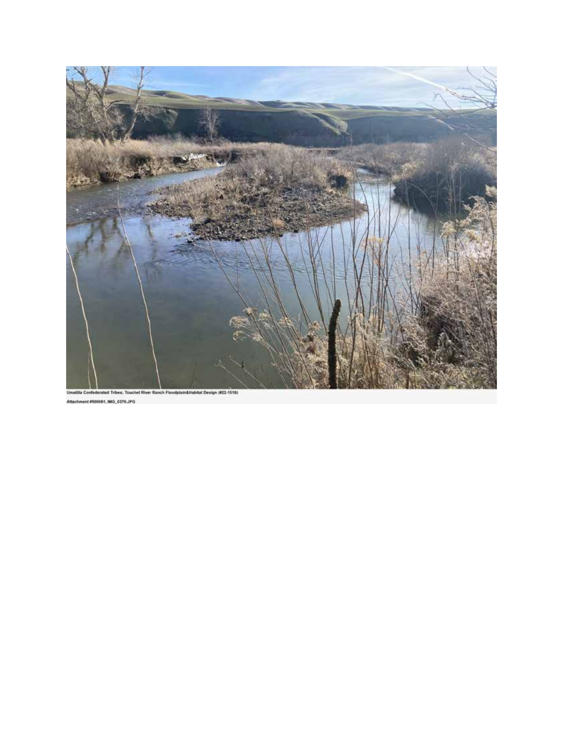Umatilla Confederated Tribes; Touchet River Ranch Floodplain&Habitat Design (#22-1016)

Attachment #500061, IMG_0370.JPG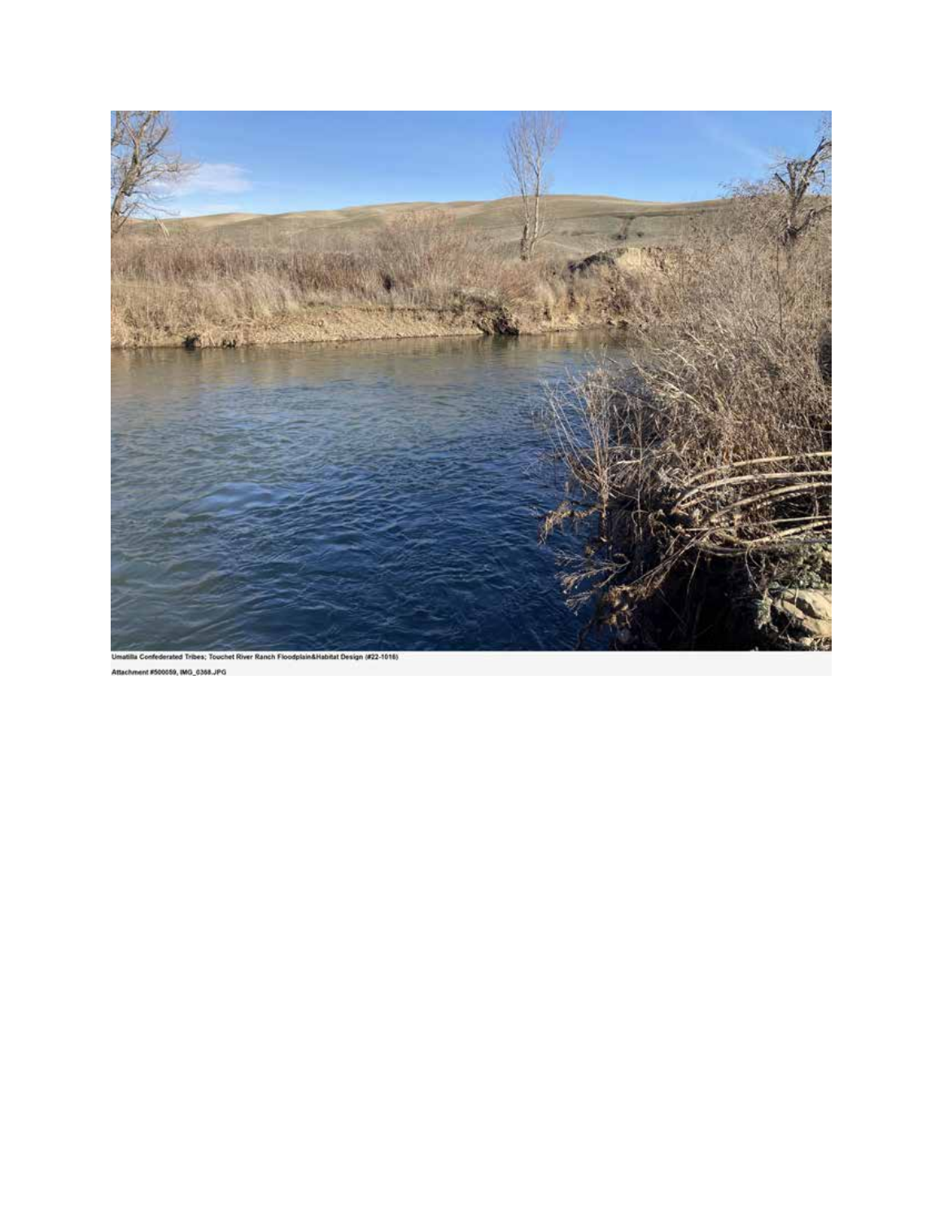Umatilla Confederated Tribes; Touchet River Ranch Floodplain&Habitat Design (#22-1016)

Attachment #500059, IMG_0368.JPG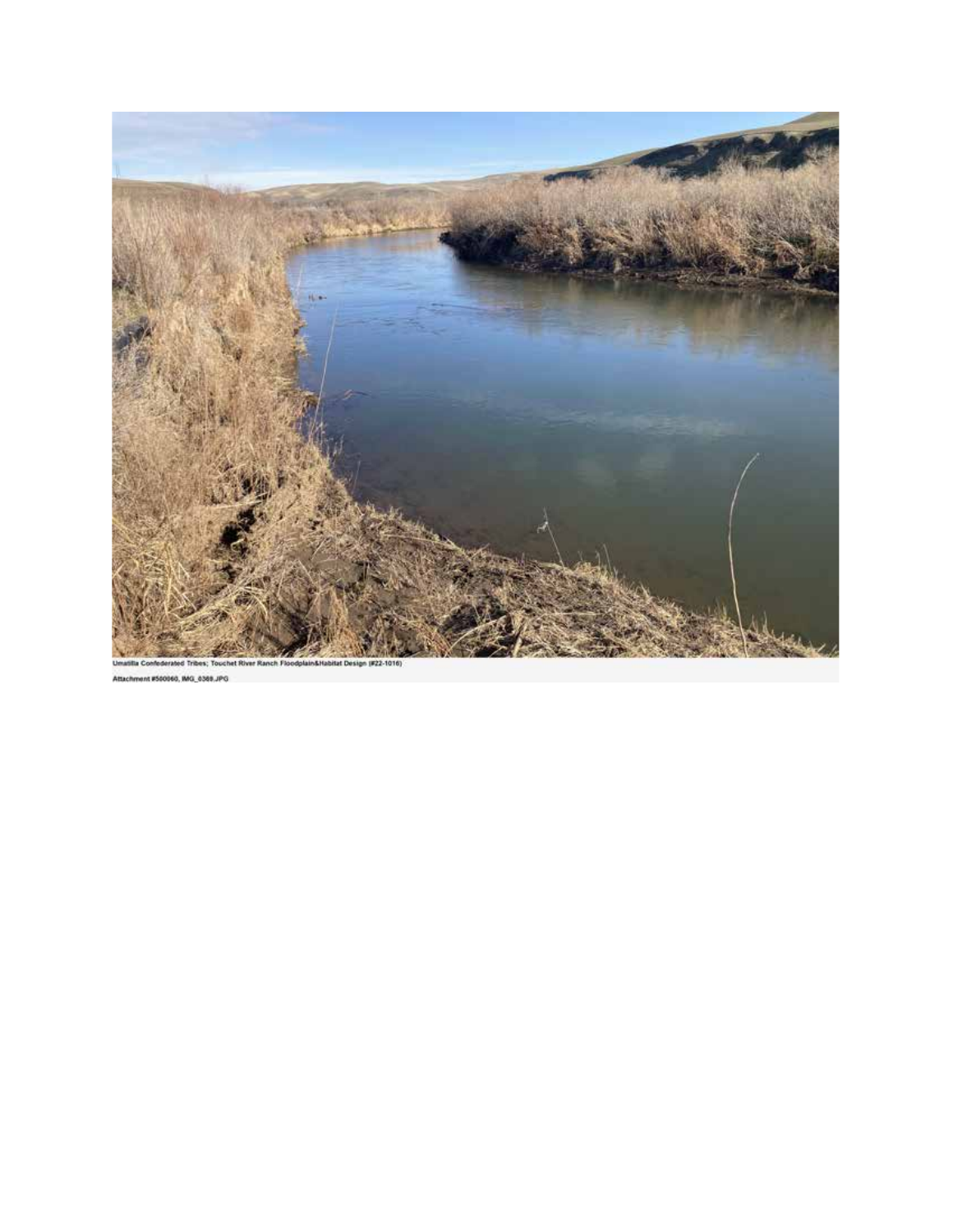Umatilla Confederated Tribes; Touchet River Ranch Floodplain&Habitat Design (#22-1016)

Attachment #500060, IMG_0368.JPG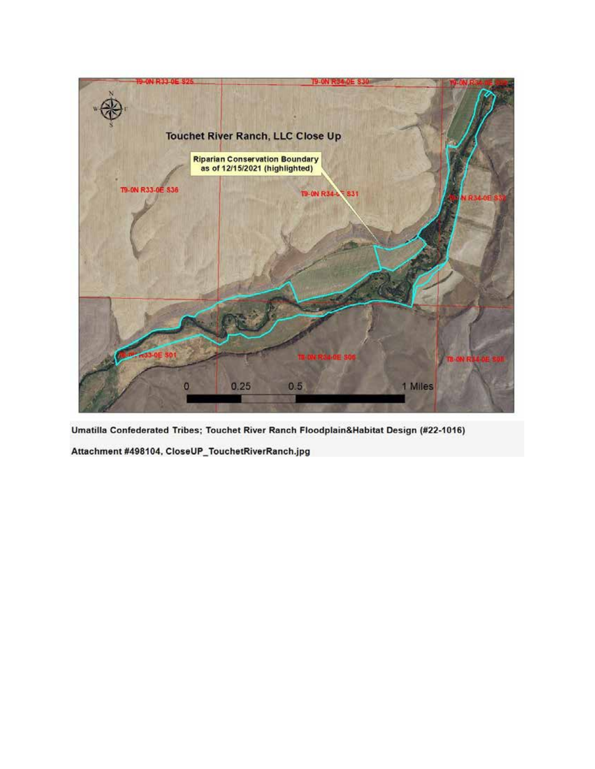Umatilla Confederated Tribes; Touchet River Ranch Floodplain&Habitat Design (#22-1016)

Attachment #498104, CloseUP_TouchetRiverRanch.jpg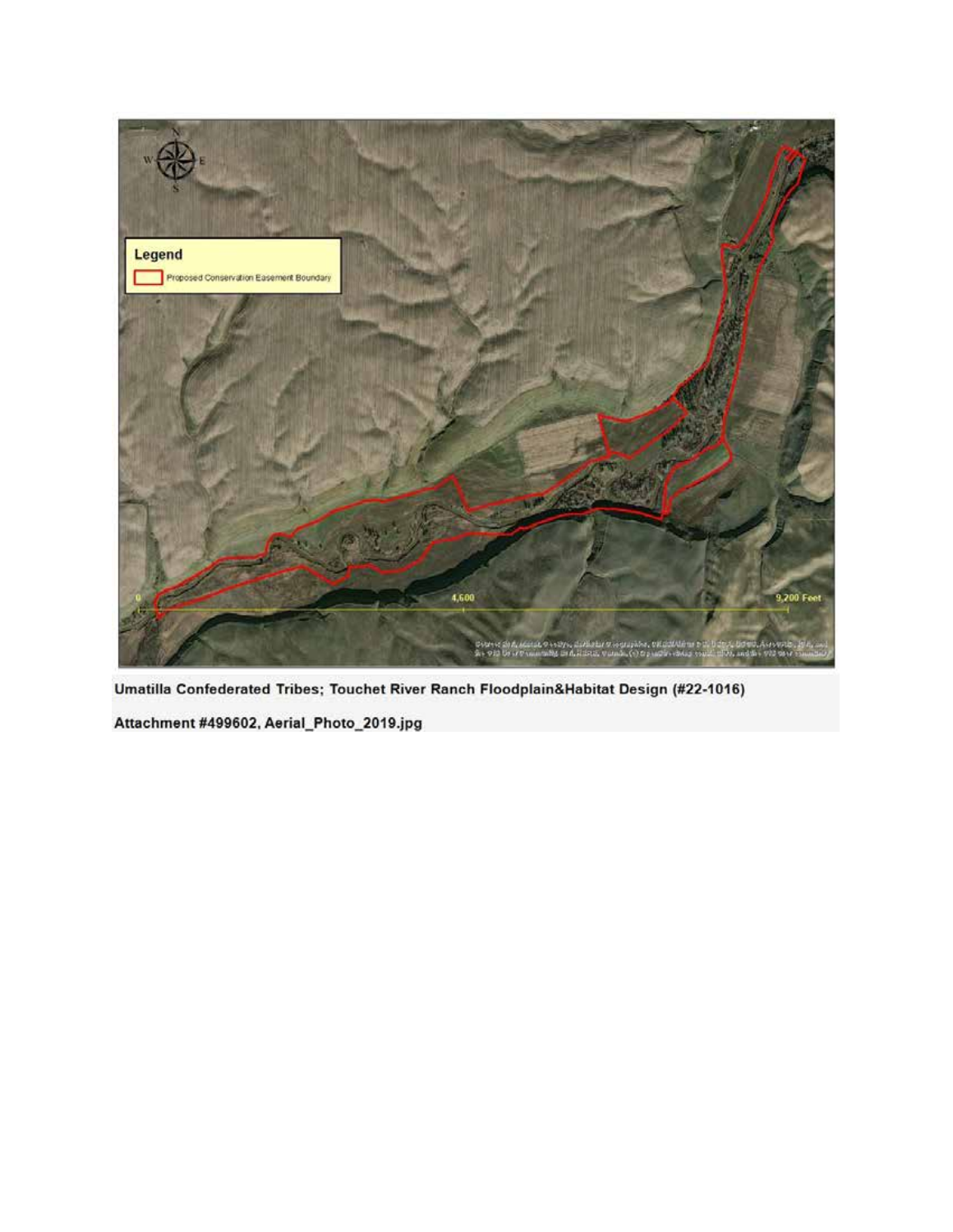Umatilla Confederated Tribes; Touchet River Ranch Floodplain&Habitat Design (#22-1016)

Attachment #499602, Aerial_Photo_2019.jpg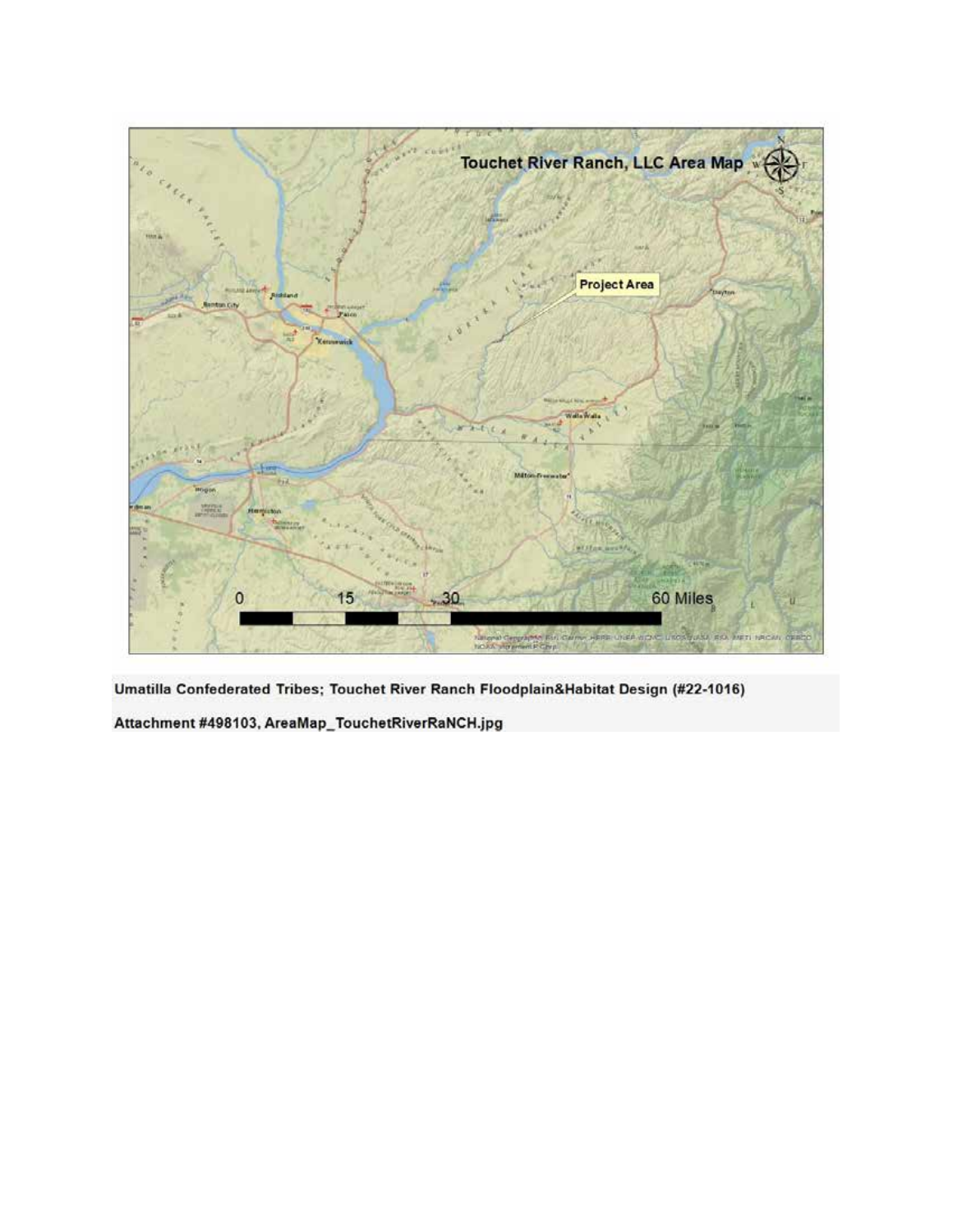**Umatilla Confederated Tribes; Touchet River Ranch Floodplain&Habitat Design (#22-1016)**

**Attachment #498103, AreaMap_TouchetRiverRaNCH.jpg**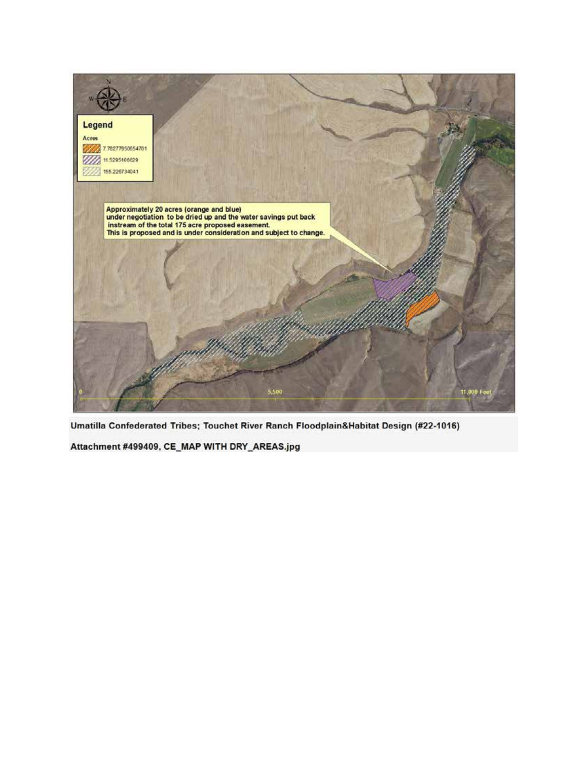Legend

Acres

7.78277950654701

11.5295106629

155.226734041

Approximately 20 acres (orange and blue) under negotiation to be dried up and the water savings put back instream of the total 175 acre proposed easement. This is proposed and is under consideration and subject to change.

0 5,500 11,000 Feet

**Umatilla Confederated Tribes; Touchet River Ranch Floodplain&Habitat Design (#22-1016)**

**Attachment #499409, CE_MAP WITH DRY_AREAS.jpg**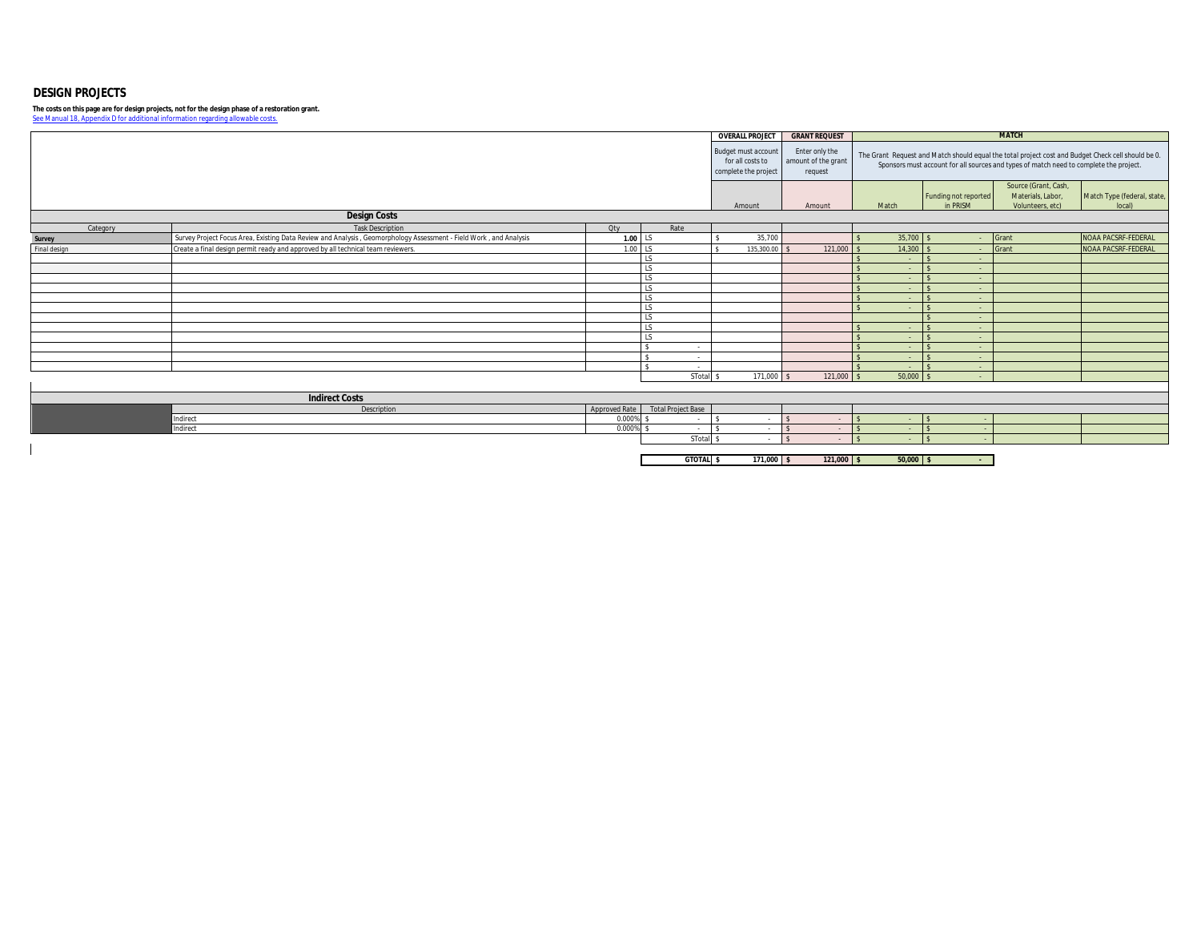## DESIGN PROJECTS

**The costs on this page are for design projects, not for the design phase of a restoration grant.**

See Manual 18, Appendix D for additional information regarding allowable costs.

| | | | | OVERALL PROJECT | GRANT REQUEST | MATCH | | | |
|---|---|---|---|---|---|---|---|---|---|
| | | | | Budget must account for all costs to complete the project | Enter only the amount of the grant request | The Grant Request and Match should equal the total project cost and Budget Check cell should be 0. Sponsors must account for all sources and types of match need to complete the project. | | | |
| | | | | Amount | Amount | Match | Funding not reported in PRISM | Source (Grant, Cash, Materials, Labor, Volunteers, etc) | Match Type (federal, state, local) |
| **Design Costs** | | | | | | | | | |
| Category | Task Description | Qty | Rate | | | | | | |
| **Survey** | Survey Project Focus Area, Existing Data Review and Analysis , Geomorphology Assessment - Field Work , and Analysis | **1.00** | LS | $ 35,700 | | $ 35,700 | $ - | Grant | NOAA PACSRF-FEDERAL |
| Final design | Create a final design permit ready and approved by all technical team reviewers. | 1.00 | LS | $ 135,300.00 | $ 121,000 | $ 14,300 | $ - | Grant | NOAA PACSRF-FEDERAL |
| | | | LS | | | $ - | $ - | | |
| | | | LS | | | $ - | $ - | | |
| | | | LS | | | $ - | $ - | | |
| | | | LS | | | $ - | $ - | | |
| | | | LS | | | $ - | $ - | | |
| | | | LS | | | $ - | $ - | | |
| | | | LS | | | | $ - | | |
| | | | LS | | | $ - | $ - | | |
| | | | LS | | | $ - | $ - | | |
| | | | $ - | | | $ - | $ - | | |
| | | | $ - | | | $ - | $ - | | |
| | | | $ - | | | $ - | $ - | | |
| | | | STotal | $ 171,000 | $ 121,000 | $ 50,000 | $ - | | |
| **Indirect Costs** | | | | | | | | | |
| | Description | Approved Rate | Total Project Base | | | | | | |
| | Indirect | 0.000% | $ - | $ - | $ - | $ - | $ - | | |
| | Indirect | 0.000% | $ - | $ - | $ - | $ - | $ - | | |
| | | | STotal | $ - | $ - | $ - | $ - | | |
| | | | **GTOTAL** | **$ 171,000** | **$ 121,000** | **$ 50,000** | **$ -** | | |